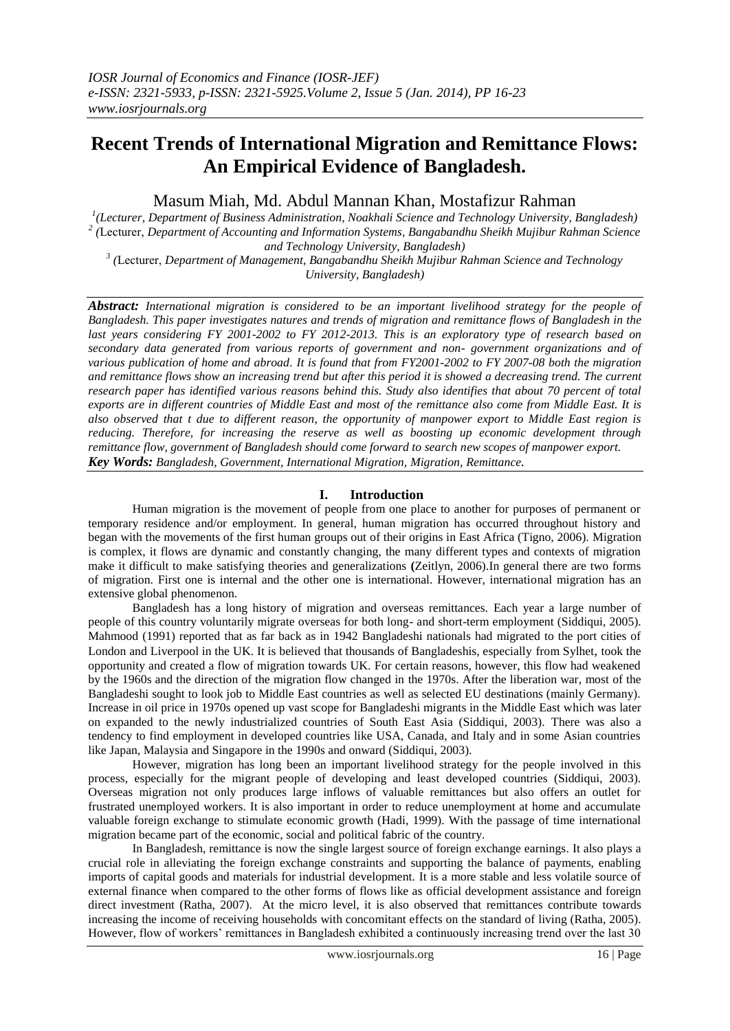# Recent Trends of International Migration and Remittance Flows: An Empirical Evidence of Bangladesh.

Masum Miah, Md. Abdul Mannan Khan, Mostafizur Rahman

[1](Lecturer, Department of Business Administration, Noakhali Science and Technology University, Bangladesh)
[2] (Lecturer, Department of Accounting and Information Systems, Bangabandhu Sheikh Mujibur Rahman Science and Technology University, Bangladesh)
[3] (Lecturer, Department of Management, Bangabandhu Sheikh Mujibur Rahman Science and Technology University, Bangladesh)

***Abstract:*** *International migration is considered to be an important livelihood strategy for the people of Bangladesh. This paper investigates natures and trends of migration and remittance flows of Bangladesh in the last years considering FY 2001-2002 to FY 2012-2013. This is an exploratory type of research based on secondary data generated from various reports of government and non- government organizations and of various publication of home and abroad. It is found that from FY2001-2002 to FY 2007-08 both the migration and remittance flows show an increasing trend but after this period it is showed a decreasing trend. The current research paper has identified various reasons behind this. Study also identifies that about 70 percent of total exports are in different countries of Middle East and most of the remittance also come from Middle East. It is also observed that t due to different reason, the opportunity of manpower export to Middle East region is reducing. Therefore, for increasing the reserve as well as boosting up economic development through remittance flow, government of Bangladesh should come forward to search new scopes of manpower export.*

***Key Words:*** *Bangladesh, Government, International Migration, Migration, Remittance.*

## I. Introduction

Human migration is the movement of people from one place to another for purposes of permanent or temporary residence and/or employment. In general, human migration has occurred throughout history and began with the movements of the first human groups out of their origins in East Africa (Tigno, 2006). Migration is complex, it flows are dynamic and constantly changing, the many different types and contexts of migration make it difficult to make satisfying theories and generalizations **(**Zeitlyn, 2006).In general there are two forms of migration. First one is internal and the other one is international. However, international migration has an extensive global phenomenon.

Bangladesh has a long history of migration and overseas remittances. Each year a large number of people of this country voluntarily migrate overseas for both long- and short-term employment (Siddiqui, 2005). Mahmood (1991) reported that as far back as in 1942 Bangladeshi nationals had migrated to the port cities of London and Liverpool in the UK. It is believed that thousands of Bangladeshis, especially from Sylhet, took the opportunity and created a flow of migration towards UK. For certain reasons, however, this flow had weakened by the 1960s and the direction of the migration flow changed in the 1970s. After the liberation war, most of the Bangladeshi sought to look job to Middle East countries as well as selected EU destinations (mainly Germany). Increase in oil price in 1970s opened up vast scope for Bangladeshi migrants in the Middle East which was later on expanded to the newly industrialized countries of South East Asia (Siddiqui, 2003). There was also a tendency to find employment in developed countries like USA, Canada, and Italy and in some Asian countries like Japan, Malaysia and Singapore in the 1990s and onward (Siddiqui, 2003).

However, migration has long been an important livelihood strategy for the people involved in this process, especially for the migrant people of developing and least developed countries (Siddiqui, 2003). Overseas migration not only produces large inflows of valuable remittances but also offers an outlet for frustrated unemployed workers. It is also important in order to reduce unemployment at home and accumulate valuable foreign exchange to stimulate economic growth (Hadi, 1999). With the passage of time international migration became part of the economic, social and political fabric of the country.

In Bangladesh, remittance is now the single largest source of foreign exchange earnings. It also plays a crucial role in alleviating the foreign exchange constraints and supporting the balance of payments, enabling imports of capital goods and materials for industrial development. It is a more stable and less volatile source of external finance when compared to the other forms of flows like as official development assistance and foreign direct investment (Ratha, 2007). At the micro level, it is also observed that remittances contribute towards increasing the income of receiving households with concomitant effects on the standard of living (Ratha, 2005). However, flow of workers' remittances in Bangladesh exhibited a continuously increasing trend over the last 30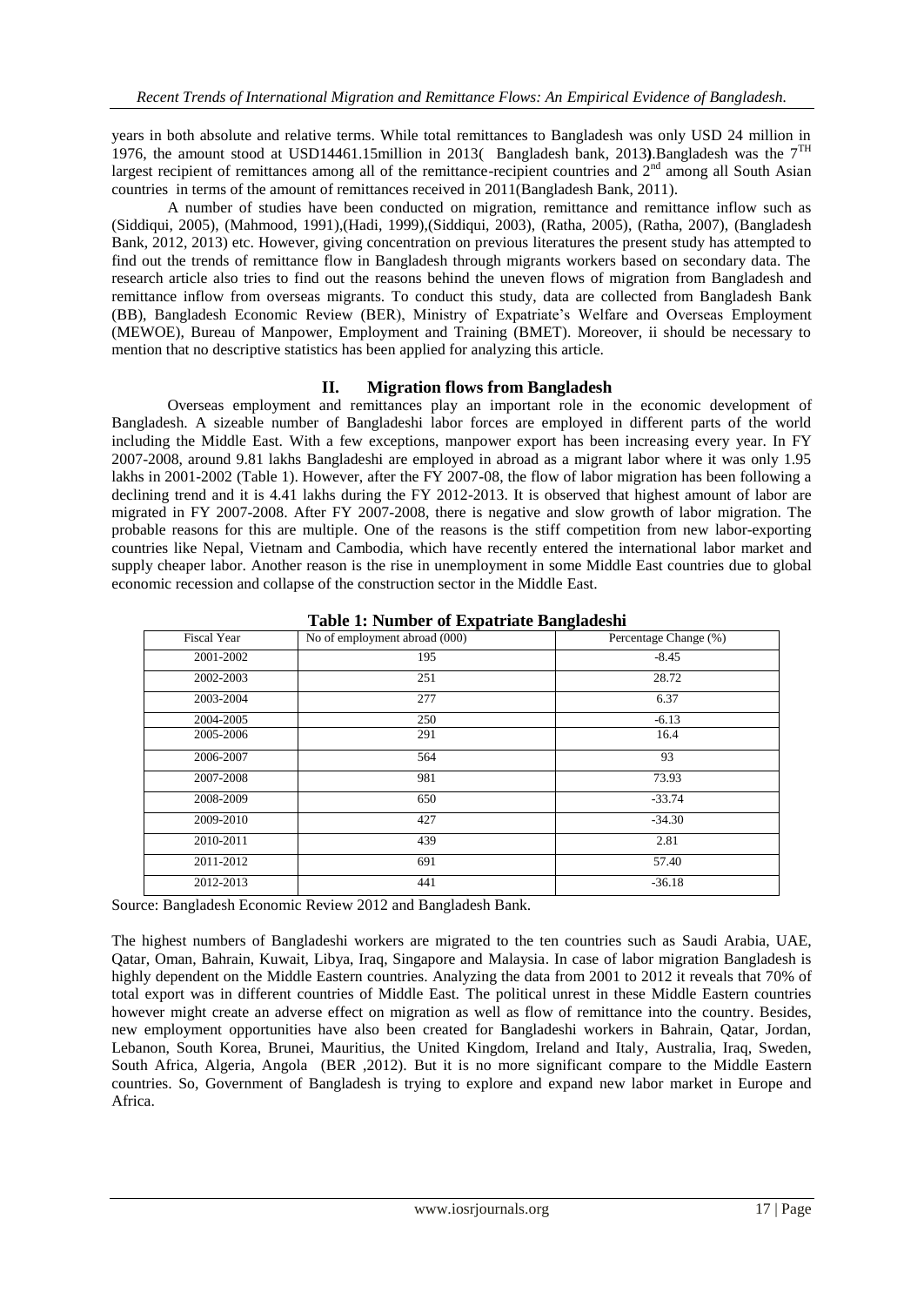years in both absolute and relative terms. While total remittances to Bangladesh was only USD 24 million in 1976, the amount stood at USD14461.15million in 2013( Bangladesh bank, 2013**)**.Bangladesh was the 7[TH] largest recipient of remittances among all of the remittance-recipient countries and 2[nd] among all South Asian countries in terms of the amount of remittances received in 2011(Bangladesh Bank, 2011).

A number of studies have been conducted on migration, remittance and remittance inflow such as (Siddiqui, 2005), (Mahmood, 1991),(Hadi, 1999),(Siddiqui, 2003), (Ratha, 2005), (Ratha, 2007), (Bangladesh Bank, 2012, 2013) etc. However, giving concentration on previous literatures the present study has attempted to find out the trends of remittance flow in Bangladesh through migrants workers based on secondary data. The research article also tries to find out the reasons behind the uneven flows of migration from Bangladesh and remittance inflow from overseas migrants. To conduct this study, data are collected from Bangladesh Bank (BB), Bangladesh Economic Review (BER), Ministry of Expatriate's Welfare and Overseas Employment (MEWOE), Bureau of Manpower, Employment and Training (BMET). Moreover, ii should be necessary to mention that no descriptive statistics has been applied for analyzing this article.

## II. Migration flows from Bangladesh

Overseas employment and remittances play an important role in the economic development of Bangladesh. A sizeable number of Bangladeshi labor forces are employed in different parts of the world including the Middle East. With a few exceptions, manpower export has been increasing every year. In FY 2007-2008, around 9.81 lakhs Bangladeshi are employed in abroad as a migrant labor where it was only 1.95 lakhs in 2001-2002 (Table 1). However, after the FY 2007-08, the flow of labor migration has been following a declining trend and it is 4.41 lakhs during the FY 2012-2013. It is observed that highest amount of labor are migrated in FY 2007-2008. After FY 2007-2008, there is negative and slow growth of labor migration. The probable reasons for this are multiple. One of the reasons is the stiff competition from new labor-exporting countries like Nepal, Vietnam and Cambodia, which have recently entered the international labor market and supply cheaper labor. Another reason is the rise in unemployment in some Middle East countries due to global economic recession and collapse of the construction sector in the Middle East.

**Table 1: Number of Expatriate Bangladeshi**

| Fiscal Year | No of employment abroad (000) | Percentage Change (%) |
|---|---|---|
| 2001-2002 | 195 | -8.45 |
| 2002-2003 | 251 | 28.72 |
| 2003-2004 | 277 | 6.37 |
| 2004-2005 | 250 | -6.13 |
| 2005-2006 | 291 | 16.4 |
| 2006-2007 | 564 | 93 |
| 2007-2008 | 981 | 73.93 |
| 2008-2009 | 650 | -33.74 |
| 2009-2010 | 427 | -34.30 |
| 2010-2011 | 439 | 2.81 |
| 2011-2012 | 691 | 57.40 |
| 2012-2013 | 441 | -36.18 |

Source: Bangladesh Economic Review 2012 and Bangladesh Bank.

The highest numbers of Bangladeshi workers are migrated to the ten countries such as Saudi Arabia, UAE, Qatar, Oman, Bahrain, Kuwait, Libya, Iraq, Singapore and Malaysia. In case of labor migration Bangladesh is highly dependent on the Middle Eastern countries. Analyzing the data from 2001 to 2012 it reveals that 70% of total export was in different countries of Middle East. The political unrest in these Middle Eastern countries however might create an adverse effect on migration as well as flow of remittance into the country. Besides, new employment opportunities have also been created for Bangladeshi workers in Bahrain, Qatar, Jordan, Lebanon, South Korea, Brunei, Mauritius, the United Kingdom, Ireland and Italy, Australia, Iraq, Sweden, South Africa, Algeria, Angola (BER ,2012). But it is no more significant compare to the Middle Eastern countries. So, Government of Bangladesh is trying to explore and expand new labor market in Europe and Africa.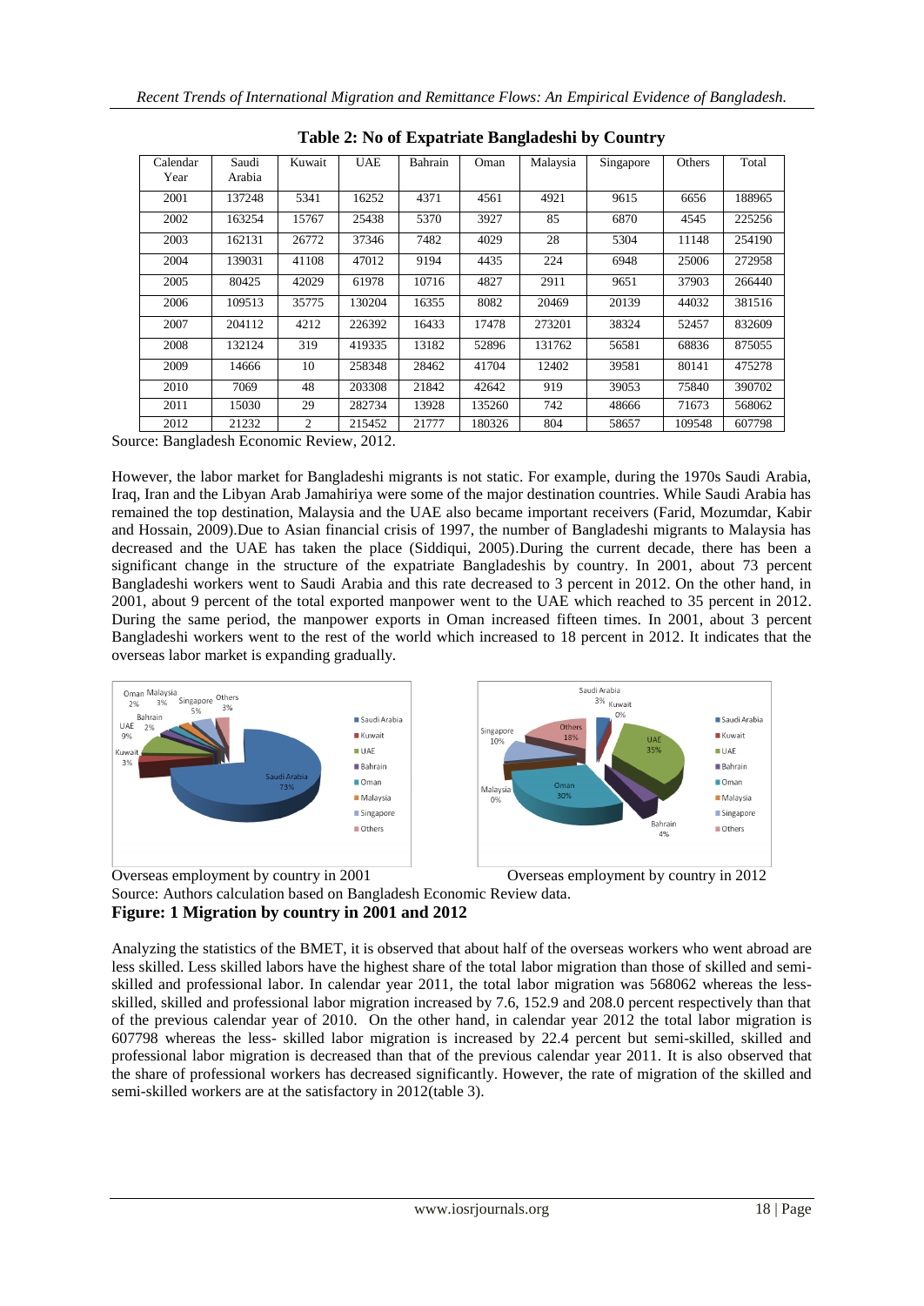**Table 2: No of Expatriate Bangladeshi by Country**

| Calendar Year | Saudi Arabia | Kuwait | UAE | Bahrain | Oman | Malaysia | Singapore | Others | Total |
|---|---|---|---|---|---|---|---|---|---|
| 2001 | 137248 | 5341 | 16252 | 4371 | 4561 | 4921 | 9615 | 6656 | 188965 |
| 2002 | 163254 | 15767 | 25438 | 5370 | 3927 | 85 | 6870 | 4545 | 225256 |
| 2003 | 162131 | 26772 | 37346 | 7482 | 4029 | 28 | 5304 | 11148 | 254190 |
| 2004 | 139031 | 41108 | 47012 | 9194 | 4435 | 224 | 6948 | 25006 | 272958 |
| 2005 | 80425 | 42029 | 61978 | 10716 | 4827 | 2911 | 9651 | 37903 | 266440 |
| 2006 | 109513 | 35775 | 130204 | 16355 | 8082 | 20469 | 20139 | 44032 | 381516 |
| 2007 | 204112 | 4212 | 226392 | 16433 | 17478 | 273201 | 38324 | 52457 | 832609 |
| 2008 | 132124 | 319 | 419335 | 13182 | 52896 | 131762 | 56581 | 68836 | 875055 |
| 2009 | 14666 | 10 | 258348 | 28462 | 41704 | 12402 | 39581 | 80141 | 475278 |
| 2010 | 7069 | 48 | 203308 | 21842 | 42642 | 919 | 39053 | 75840 | 390702 |
| 2011 | 15030 | 29 | 282734 | 13928 | 135260 | 742 | 48666 | 71673 | 568062 |
| 2012 | 21232 | 2 | 215452 | 21777 | 180326 | 804 | 58657 | 109548 | 607798 |

Source: Bangladesh Economic Review, 2012.

However, the labor market for Bangladeshi migrants is not static. For example, during the 1970s Saudi Arabia, Iraq, Iran and the Libyan Arab Jamahiriya were some of the major destination countries. While Saudi Arabia has remained the top destination, Malaysia and the UAE also became important receivers (Farid, Mozumdar, Kabir and Hossain, 2009).Due to Asian financial crisis of 1997, the number of Bangladeshi migrants to Malaysia has decreased and the UAE has taken the place (Siddiqui, 2005).During the current decade, there has been a significant change in the structure of the expatriate Bangladeshis by country. In 2001, about 73 percent Bangladeshi workers went to Saudi Arabia and this rate decreased to 3 percent in 2012. On the other hand, in 2001, about 9 percent of the total exported manpower went to the UAE which reached to 35 percent in 2012. During the same period, the manpower exports in Oman increased fifteen times. In 2001, about 3 percent Bangladeshi workers went to the rest of the world which increased to 18 percent in 2012. It indicates that the overseas labor market is expanding gradually.

Overseas employment by country in 2001 | Overseas employment by country in 2012

Source: Authors calculation based on Bangladesh Economic Review data.

**Figure: 1 Migration by country in 2001 and 2012**

Analyzing the statistics of the BMET, it is observed that about half of the overseas workers who went abroad are less skilled. Less skilled labors have the highest share of the total labor migration than those of skilled and semi-skilled and professional labor. In calendar year 2011, the total labor migration was 568062 whereas the less-skilled, skilled and professional labor migration increased by 7.6, 152.9 and 208.0 percent respectively than that of the previous calendar year of 2010. On the other hand, in calendar year 2012 the total labor migration is 607798 whereas the less- skilled labor migration is increased by 22.4 percent but semi-skilled, skilled and professional labor migration is decreased than that of the previous calendar year 2011. It is also observed that the share of professional workers has decreased significantly. However, the rate of migration of the skilled and semi-skilled workers are at the satisfactory in 2012(table 3).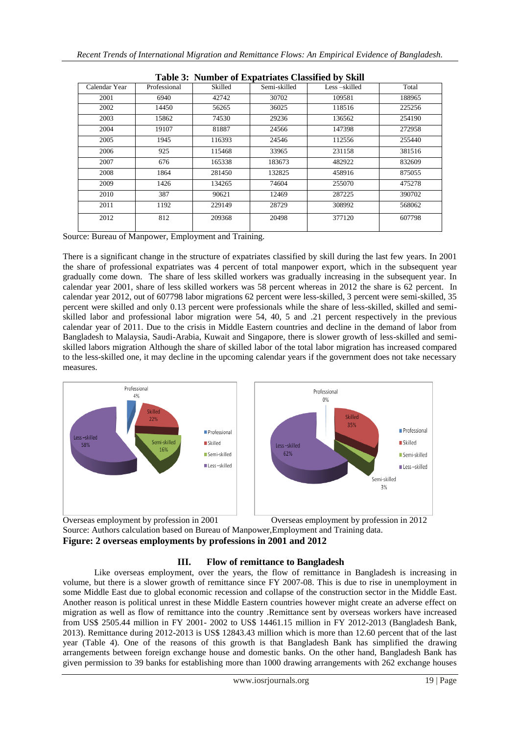**Table 3: Number of Expatriates Classified by Skill**

| Calendar Year | Professional | Skilled | Semi-skilled | Less –skilled | Total |
|---|---|---|---|---|---|
| 2001 | 6940 | 42742 | 30702 | 109581 | 188965 |
| 2002 | 14450 | 56265 | 36025 | 118516 | 225256 |
| 2003 | 15862 | 74530 | 29236 | 136562 | 254190 |
| 2004 | 19107 | 81887 | 24566 | 147398 | 272958 |
| 2005 | 1945 | 116393 | 24546 | 112556 | 255440 |
| 2006 | 925 | 115468 | 33965 | 231158 | 381516 |
| 2007 | 676 | 165338 | 183673 | 482922 | 832609 |
| 2008 | 1864 | 281450 | 132825 | 458916 | 875055 |
| 2009 | 1426 | 134265 | 74604 | 255070 | 475278 |
| 2010 | 387 | 90621 | 12469 | 287225 | 390702 |
| 2011 | 1192 | 229149 | 28729 | 308992 | 568062 |
| 2012 | 812 | 209368 | 20498 | 377120 | 607798 |

Source: Bureau of Manpower, Employment and Training.

There is a significant change in the structure of expatriates classified by skill during the last few years. In 2001 the share of professional expatriates was 4 percent of total manpower export, which in the subsequent year gradually come down. The share of less skilled workers was gradually increasing in the subsequent year. In calendar year 2001, share of less skilled workers was 58 percent whereas in 2012 the share is 62 percent. In calendar year 2012, out of 607798 labor migrations 62 percent were less-skilled, 3 percent were semi-skilled, 35 percent were skilled and only 0.13 percent were professionals while the share of less-skilled, skilled and semi-skilled labor and professional labor migration were 54, 40, 5 and .21 percent respectively in the previous calendar year of 2011. Due to the crisis in Middle Eastern countries and decline in the demand of labor from Bangladesh to Malaysia, Saudi-Arabia, Kuwait and Singapore, there is slower growth of less-skilled and semi-skilled labors migration Although the share of skilled labor of the total labor migration has increased compared to the less-skilled one, it may decline in the upcoming calendar years if the government does not take necessary measures.

Overseas employment by profession in 2001 Overseas employment by profession in 2012

Source: Authors calculation based on Bureau of Manpower,Employment and Training data.

**Figure: 2 overseas employments by professions in 2001 and 2012**

## III. Flow of remittance to Bangladesh

Like overseas employment, over the years, the flow of remittance in Bangladesh is increasing in volume, but there is a slower growth of remittance since FY 2007-08. This is due to rise in unemployment in some Middle East due to global economic recession and collapse of the construction sector in the Middle East. Another reason is political unrest in these Middle Eastern countries however might create an adverse effect on migration as well as flow of remittance into the country .Remittance sent by overseas workers have increased from US$ 2505.44 million in FY 2001- 2002 to US$ 14461.15 million in FY 2012-2013 (Bangladesh Bank, 2013). Remittance during 2012-2013 is US$ 12843.43 million which is more than 12.60 percent that of the last year (Table 4). One of the reasons of this growth is that Bangladesh Bank has simplified the drawing arrangements between foreign exchange house and domestic banks. On the other hand, Bangladesh Bank has given permission to 39 banks for establishing more than 1000 drawing arrangements with 262 exchange houses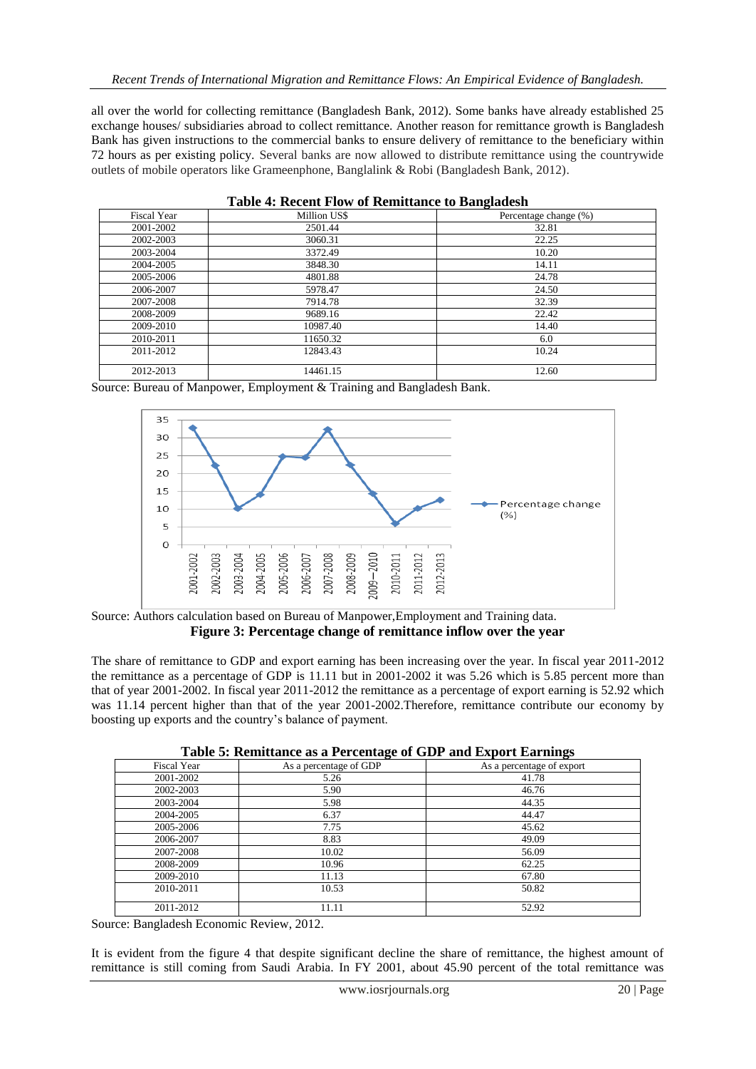all over the world for collecting remittance (Bangladesh Bank, 2012). Some banks have already established 25 exchange houses/ subsidiaries abroad to collect remittance. Another reason for remittance growth is Bangladesh Bank has given instructions to the commercial banks to ensure delivery of remittance to the beneficiary within 72 hours as per existing policy. Several banks are now allowed to distribute remittance using the countrywide outlets of mobile operators like Grameenphone, Banglalink & Robi (Bangladesh Bank, 2012).

**Table 4: Recent Flow of Remittance to Bangladesh**

| Fiscal Year | Million US$ | Percentage change (%) |
|---|---|---|
| 2001-2002 | 2501.44 | 32.81 |
| 2002-2003 | 3060.31 | 22.25 |
| 2003-2004 | 3372.49 | 10.20 |
| 2004-2005 | 3848.30 | 14.11 |
| 2005-2006 | 4801.88 | 24.78 |
| 2006-2007 | 5978.47 | 24.50 |
| 2007-2008 | 7914.78 | 32.39 |
| 2008-2009 | 9689.16 | 22.42 |
| 2009-2010 | 10987.40 | 14.40 |
| 2010-2011 | 11650.32 | 6.0 |
| 2011-2012 | 12843.43 | 10.24 |
| 2012-2013 | 14461.15 | 12.60 |

Source: Bureau of Manpower, Employment & Training and Bangladesh Bank.

Source: Authors calculation based on Bureau of Manpower,Employment and Training data.

**Figure 3: Percentage change of remittance inflow over the year**

The share of remittance to GDP and export earning has been increasing over the year. In fiscal year 2011-2012 the remittance as a percentage of GDP is 11.11 but in 2001-2002 it was 5.26 which is 5.85 percent more than that of year 2001-2002. In fiscal year 2011-2012 the remittance as a percentage of export earning is 52.92 which was 11.14 percent higher than that of the year 2001-2002.Therefore, remittance contribute our economy by boosting up exports and the country's balance of payment.

**Table 5: Remittance as a Percentage of GDP and Export Earnings**

| Fiscal Year | As a percentage of GDP | As a percentage of export |
|---|---|---|
| 2001-2002 | 5.26 | 41.78 |
| 2002-2003 | 5.90 | 46.76 |
| 2003-2004 | 5.98 | 44.35 |
| 2004-2005 | 6.37 | 44.47 |
| 2005-2006 | 7.75 | 45.62 |
| 2006-2007 | 8.83 | 49.09 |
| 2007-2008 | 10.02 | 56.09 |
| 2008-2009 | 10.96 | 62.25 |
| 2009-2010 | 11.13 | 67.80 |
| 2010-2011 | 10.53 | 50.82 |
| 2011-2012 | 11.11 | 52.92 |

Source: Bangladesh Economic Review, 2012.

It is evident from the figure 4 that despite significant decline the share of remittance, the highest amount of remittance is still coming from Saudi Arabia. In FY 2001, about 45.90 percent of the total remittance was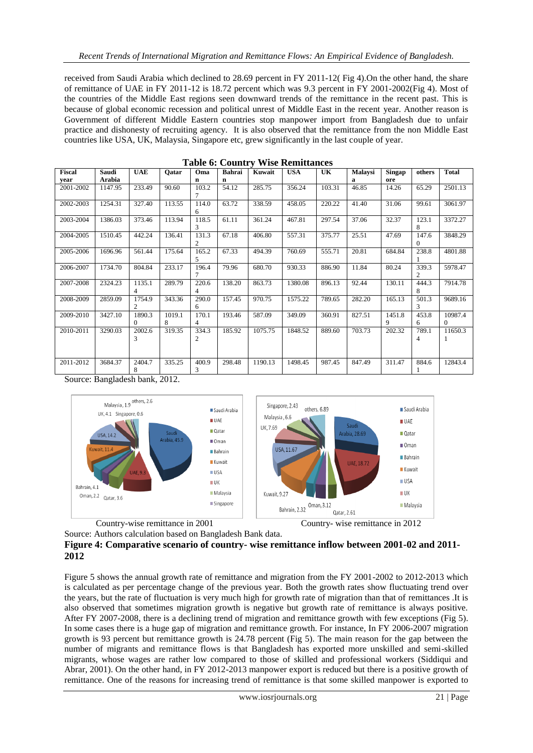received from Saudi Arabia which declined to 28.69 percent in FY 2011-12( Fig 4).On the other hand, the share of remittance of UAE in FY 2011-12 is 18.72 percent which was 9.3 percent in FY 2001-2002(Fig 4). Most of the countries of the Middle East regions seen downward trends of the remittance in the recent past. This is because of global economic recession and political unrest of Middle East in the recent year. Another reason is Government of different Middle Eastern countries stop manpower import from Bangladesh due to unfair practice and dishonesty of recruiting agency. It is also observed that the remittance from the non Middle East countries like USA, UK, Malaysia, Singapore etc, grew significantly in the last couple of year.

**Table 6: Country Wise Remittances**

| Fiscal year | Saudi Arabia | UAE | Qatar | Oman | Bahrain | Kuwait | USA | UK | Malaysia | Singapore | others | Total |
|---|---|---|---|---|---|---|---|---|---|---|---|---|
| 2001-2002 | 1147.95 | 233.49 | 90.60 | 103.27 | 54.12 | 285.75 | 356.24 | 103.31 | 46.85 | 14.26 | 65.29 | 2501.13 |
| 2002-2003 | 1254.31 | 327.40 | 113.55 | 114.06 | 63.72 | 338.59 | 458.05 | 220.22 | 41.40 | 31.06 | 99.61 | 3061.97 |
| 2003-2004 | 1386.03 | 373.46 | 113.94 | 118.53 | 61.11 | 361.24 | 467.81 | 297.54 | 37.06 | 32.37 | 123.18 | 3372.27 |
| 2004-2005 | 1510.45 | 442.24 | 136.41 | 131.32 | 67.18 | 406.80 | 557.31 | 375.77 | 25.51 | 47.69 | 147.60 | 3848.29 |
| 2005-2006 | 1696.96 | 561.44 | 175.64 | 165.25 | 67.33 | 494.39 | 760.69 | 555.71 | 20.81 | 684.84 | 238.81 | 4801.88 |
| 2006-2007 | 1734.70 | 804.84 | 233.17 | 196.47 | 79.96 | 680.70 | 930.33 | 886.90 | 11.84 | 80.24 | 339.32 | 5978.47 |
| 2007-2008 | 2324.23 | 1135.14 | 289.79 | 220.64 | 138.20 | 863.73 | 1380.08 | 896.13 | 92.44 | 130.11 | 444.38 | 7914.78 |
| 2008-2009 | 2859.09 | 1754.92 | 343.36 | 290.06 | 157.45 | 970.75 | 1575.22 | 789.65 | 282.20 | 165.13 | 501.33 | 9689.16 |
| 2009-2010 | 3427.10 | 1890.30 | 1019.18 | 170.14 | 193.46 | 587.09 | 349.09 | 360.91 | 827.51 | 1451.89 | 453.86 | 10987.40 |
| 2010-2011 | 3290.03 | 2002.63 | 319.35 | 334.32 | 185.92 | 1075.75 | 1848.52 | 889.60 | 703.73 | 202.32 | 789.14 | 11650.31 |
| 2011-2012 | 3684.37 | 2404.78 | 335.25 | 400.93 | 298.48 | 1190.13 | 1498.45 | 987.45 | 847.49 | 311.47 | 884.61 | 12843.4 |

Source: Bangladesh bank, 2012.

Country-wise remittance in 2001 Country- wise remittance in 2012

Source: Authors calculation based on Bangladesh Bank data.

**Figure 4: Comparative scenario of country- wise remittance inflow between 2001-02 and 2011-2012**

Figure 5 shows the annual growth rate of remittance and migration from the FY 2001-2002 to 2012-2013 which is calculated as per percentage change of the previous year. Both the growth rates show fluctuating trend over the years, but the rate of fluctuation is very much high for growth rate of migration than that of remittances .It is also observed that sometimes migration growth is negative but growth rate of remittance is always positive. After FY 2007-2008, there is a declining trend of migration and remittance growth with few exceptions (Fig 5). In some cases there is a huge gap of migration and remittance growth. For instance, In FY 2006-2007 migration growth is 93 percent but remittance growth is 24.78 percent (Fig 5). The main reason for the gap between the number of migrants and remittance flows is that Bangladesh has exported more unskilled and semi-skilled migrants, whose wages are rather low compared to those of skilled and professional workers (Siddiqui and Abrar, 2001). On the other hand, in FY 2012-2013 manpower export is reduced but there is a positive growth of remittance. One of the reasons for increasing trend of remittance is that some skilled manpower is exported to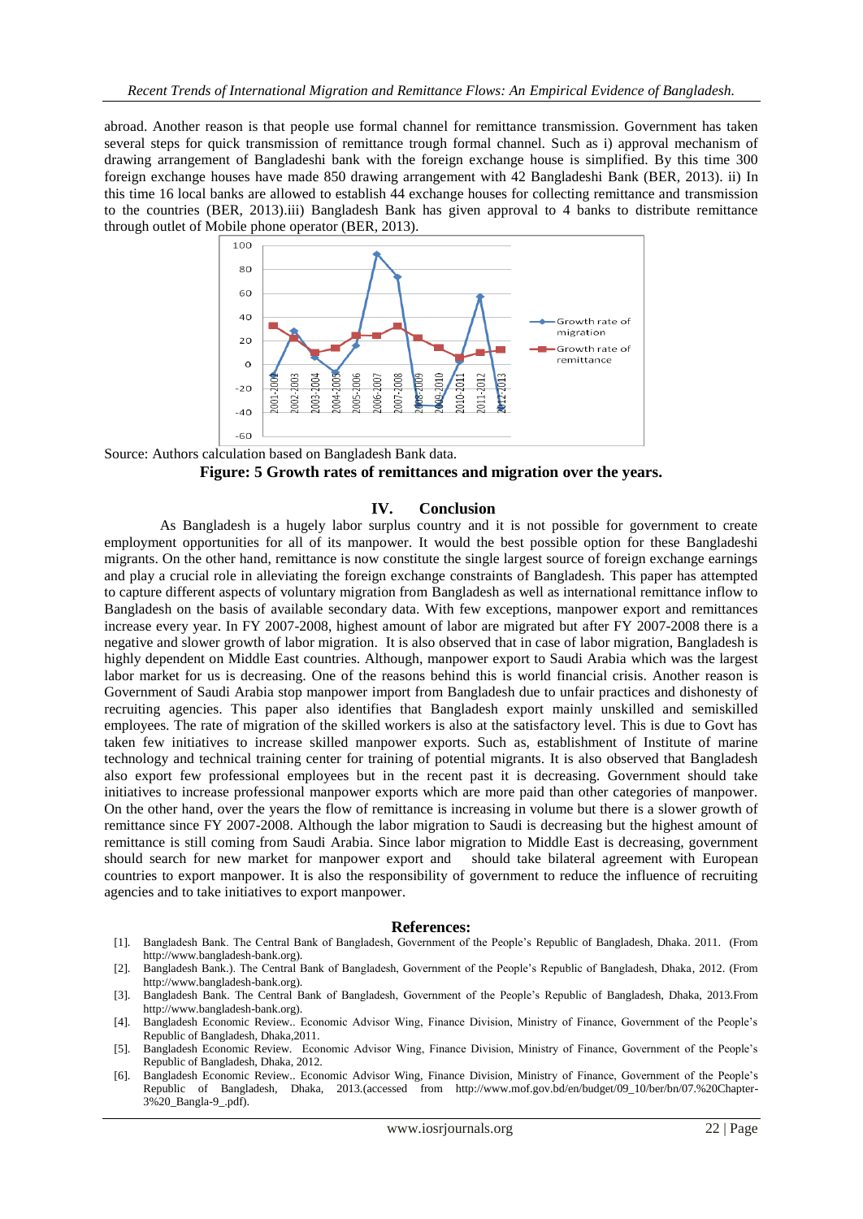abroad. Another reason is that people use formal channel for remittance transmission. Government has taken several steps for quick transmission of remittance trough formal channel. Such as i) approval mechanism of drawing arrangement of Bangladeshi bank with the foreign exchange house is simplified. By this time 300 foreign exchange houses have made 850 drawing arrangement with 42 Bangladeshi Bank (BER, 2013). ii) In this time 16 local banks are allowed to establish 44 exchange houses for collecting remittance and transmission to the countries (BER, 2013).iii) Bangladesh Bank has given approval to 4 banks to distribute remittance through outlet of Mobile phone operator (BER, 2013).

Source: Authors calculation based on Bangladesh Bank data.

**Figure: 5 Growth rates of remittances and migration over the years.**

## IV. Conclusion

As Bangladesh is a hugely labor surplus country and it is not possible for government to create employment opportunities for all of its manpower. It would the best possible option for these Bangladeshi migrants. On the other hand, remittance is now constitute the single largest source of foreign exchange earnings and play a crucial role in alleviating the foreign exchange constraints of Bangladesh. This paper has attempted to capture different aspects of voluntary migration from Bangladesh as well as international remittance inflow to Bangladesh on the basis of available secondary data. With few exceptions, manpower export and remittances increase every year. In FY 2007-2008, highest amount of labor are migrated but after FY 2007-2008 there is a negative and slower growth of labor migration. It is also observed that in case of labor migration, Bangladesh is highly dependent on Middle East countries. Although, manpower export to Saudi Arabia which was the largest labor market for us is decreasing. One of the reasons behind this is world financial crisis. Another reason is Government of Saudi Arabia stop manpower import from Bangladesh due to unfair practices and dishonesty of recruiting agencies. This paper also identifies that Bangladesh export mainly unskilled and semiskilled employees. The rate of migration of the skilled workers is also at the satisfactory level. This is due to Govt has taken few initiatives to increase skilled manpower exports. Such as, establishment of Institute of marine technology and technical training center for training of potential migrants. It is also observed that Bangladesh also export few professional employees but in the recent past it is decreasing. Government should take initiatives to increase professional manpower exports which are more paid than other categories of manpower. On the other hand, over the years the flow of remittance is increasing in volume but there is a slower growth of remittance since FY 2007-2008. Although the labor migration to Saudi is decreasing but the highest amount of remittance is still coming from Saudi Arabia. Since labor migration to Middle East is decreasing, government should search for new market for manpower export and should take bilateral agreement with European countries to export manpower. It is also the responsibility of government to reduce the influence of recruiting agencies and to take initiatives to export manpower.

## References:

[1]. Bangladesh Bank. The Central Bank of Bangladesh, Government of the People's Republic of Bangladesh, Dhaka. 2011. (From http://www.bangladesh-bank.org).

[2]. Bangladesh Bank.). The Central Bank of Bangladesh, Government of the People's Republic of Bangladesh, Dhaka, 2012. (From http://www.bangladesh-bank.org).

[3]. Bangladesh Bank. The Central Bank of Bangladesh, Government of the People's Republic of Bangladesh, Dhaka, 2013.From http://www.bangladesh-bank.org).

[4]. Bangladesh Economic Review.. Economic Advisor Wing, Finance Division, Ministry of Finance, Government of the People's Republic of Bangladesh, Dhaka,2011.

[5]. Bangladesh Economic Review. Economic Advisor Wing, Finance Division, Ministry of Finance, Government of the People's Republic of Bangladesh, Dhaka, 2012.

[6]. Bangladesh Economic Review.. Economic Advisor Wing, Finance Division, Ministry of Finance, Government of the People's Republic of Bangladesh, Dhaka, 2013.(accessed from http://www.mof.gov.bd/en/budget/09_10/ber/bn/07.%20Chapter-3%20_Bangla-9_.pdf).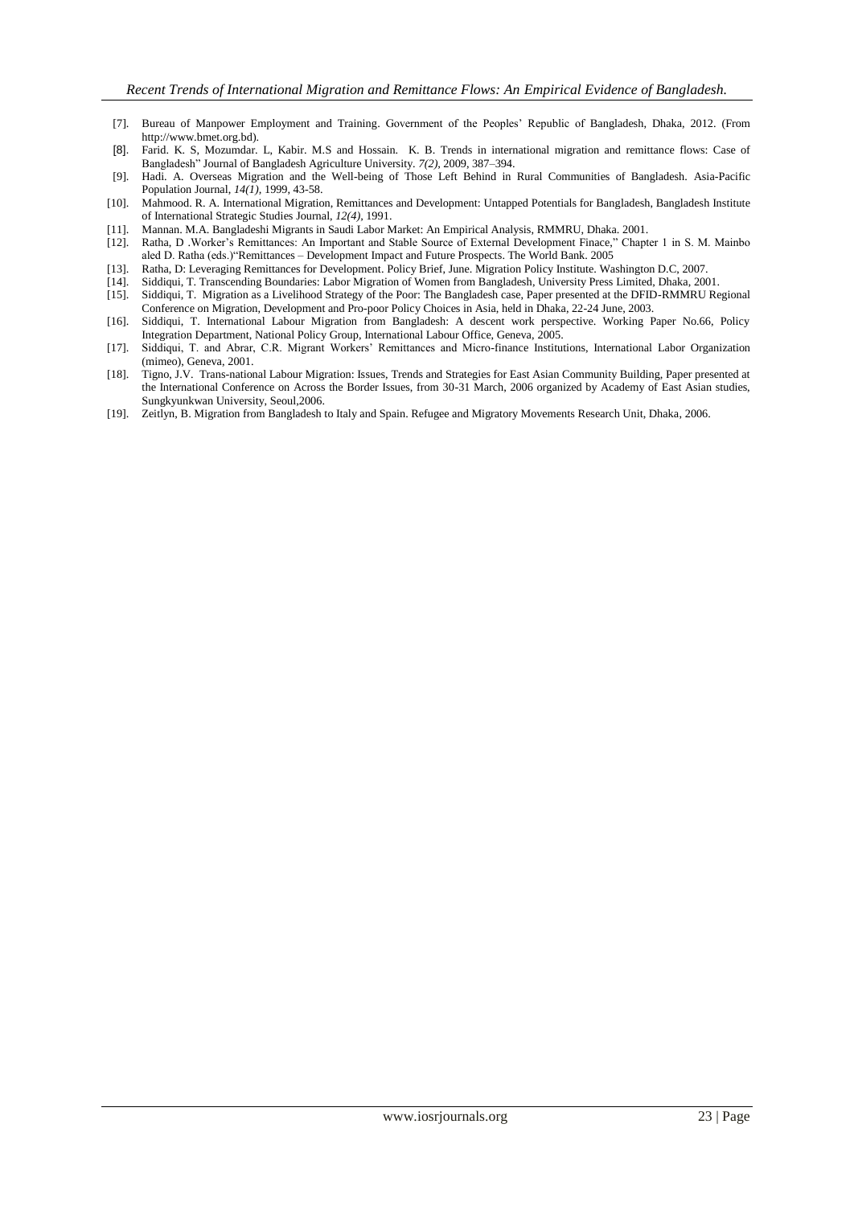[7]. Bureau of Manpower Employment and Training. Government of the Peoples' Republic of Bangladesh, Dhaka, 2012. (From http://www.bmet.org.bd).

[8]. Farid. K. S, Mozumdar. L, Kabir. M.S and Hossain. K. B. Trends in international migration and remittance flows: Case of Bangladesh" Journal of Bangladesh Agriculture University. *7(2)*, 2009, 387–394.

[9]. Hadi. A. Overseas Migration and the Well-being of Those Left Behind in Rural Communities of Bangladesh. Asia-Pacific Population Journal, *14(1)*, 1999, 43-58.

[10]. Mahmood. R. A. International Migration, Remittances and Development: Untapped Potentials for Bangladesh, Bangladesh Institute of International Strategic Studies Journal, *12(4)*, 1991.

[11]. Mannan. M.A. Bangladeshi Migrants in Saudi Labor Market: An Empirical Analysis, RMMRU, Dhaka. 2001.

[12]. Ratha, D .Worker's Remittances: An Important and Stable Source of External Development Finace," Chapter 1 in S. M. Mainbo aled D. Ratha (eds.)"Remittances – Development Impact and Future Prospects. The World Bank. 2005

[13]. Ratha, D: Leveraging Remittances for Development. Policy Brief, June. Migration Policy Institute. Washington D.C, 2007.

[14]. Siddiqui, T. Transcending Boundaries: Labor Migration of Women from Bangladesh, University Press Limited, Dhaka, 2001.

[15]. Siddiqui, T. Migration as a Livelihood Strategy of the Poor: The Bangladesh case, Paper presented at the DFID-RMMRU Regional Conference on Migration, Development and Pro-poor Policy Choices in Asia, held in Dhaka, 22-24 June, 2003.

[16]. Siddiqui, T. International Labour Migration from Bangladesh: A descent work perspective. Working Paper No.66, Policy Integration Department, National Policy Group, International Labour Office, Geneva, 2005.

[17]. Siddiqui, T. and Abrar, C.R. Migrant Workers' Remittances and Micro-finance Institutions, International Labor Organization (mimeo), Geneva, 2001.

[18]. Tigno, J.V. Trans-national Labour Migration: Issues, Trends and Strategies for East Asian Community Building, Paper presented at the International Conference on Across the Border Issues, from 30-31 March, 2006 organized by Academy of East Asian studies, Sungkyunkwan University, Seoul,2006.

[19]. Zeitlyn, B. Migration from Bangladesh to Italy and Spain. Refugee and Migratory Movements Research Unit, Dhaka, 2006.